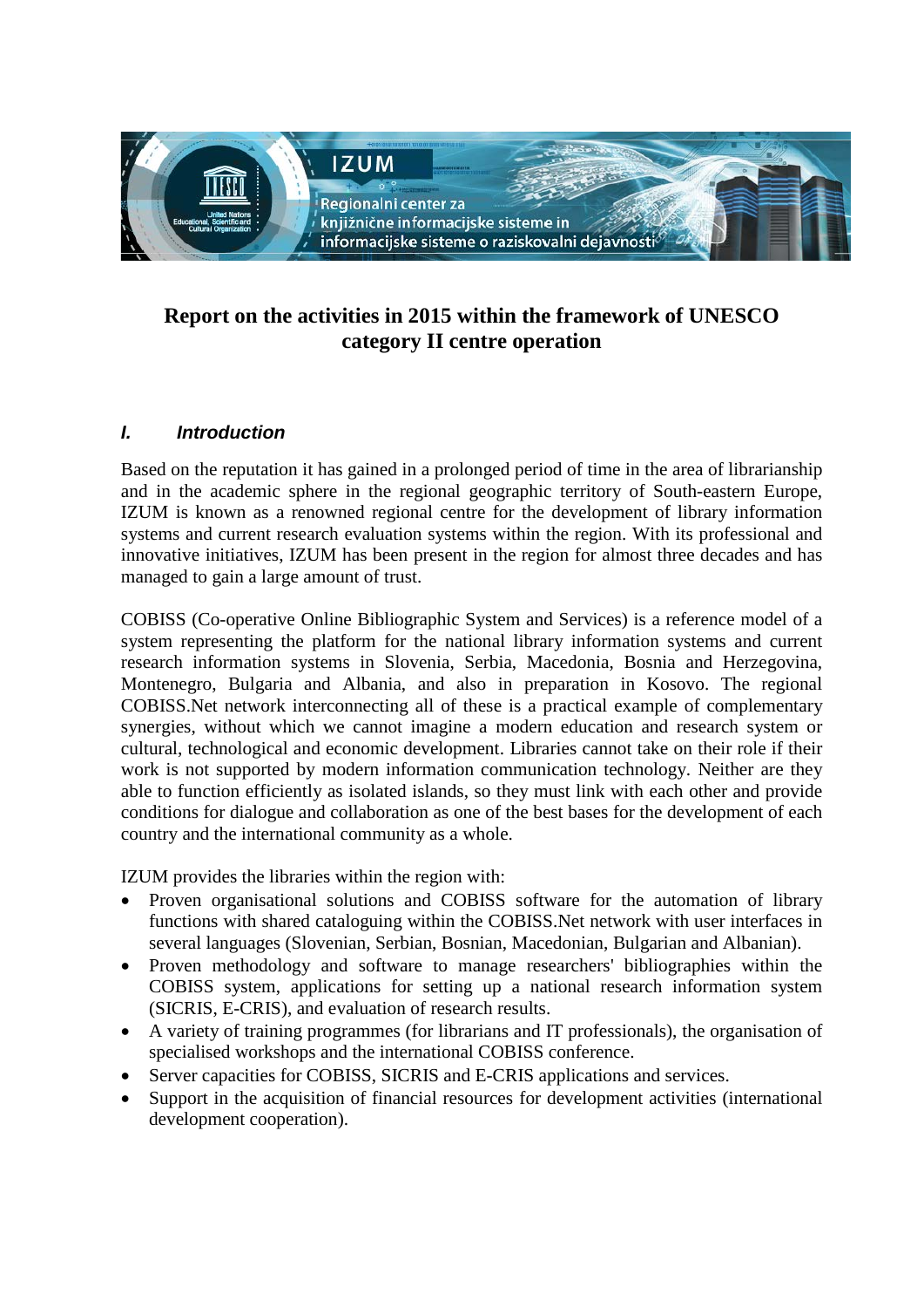# Report on the activities in 2015 within the framework of UNESCO category II centre operation

## I. *Introduction*

Based on the reputation it has gained in a prolonged period of time in the area of librarianship and in the academic sphere in the regional geographic territory of South-eastern Europe, IZUM is known as a renowned regional centre for the development of library information systems and current research evaluation systems within the region. With its professional and innovative initiatives, IZUM has been present in the region for almost three decades and has managed to gain a large amount of trust.

COBISS (Co-operative Online Bibliographic System and Services) is a reference model of a system representing the platform for the national library information systems and current research information systems in Slovenia, Serbia, Macedonia, Bosnia and Herzegovina, Montenegro, Bulgaria and Albania, and also in preparation in Kosovo. The regional COBISS.Net network interconnecting all of these is a practical example of complementary synergies, without which we cannot imagine a modern education and research system or cultural, technological and economic development. Libraries cannot take on their role if their work is not supported by modern information communication technology. Neither are they able to function efficiently as isolated islands, so they must link with each other and provide conditions for dialogue and collaboration as one of the best bases for the development of each country and the international community as a whole.

IZUM provides the libraries within the region with:

- Proven organisational solutions and COBISS software for the automation of library functions with shared cataloguing within the COBISS.Net network with user interfaces in several languages (Slovenian, Serbian, Bosnian, Macedonian, Bulgarian and Albanian).
- Proven methodology and software to manage researchers' bibliographies within the COBISS system, applications for setting up a national research information system (SICRIS, E-CRIS), and evaluation of research results.
- A variety of training programmes (for librarians and IT professionals), the organisation of specialised workshops and the international COBISS conference.
- Server capacities for COBISS, SICRIS and E-CRIS applications and services.
- Support in the acquisition of financial resources for development activities (international development cooperation).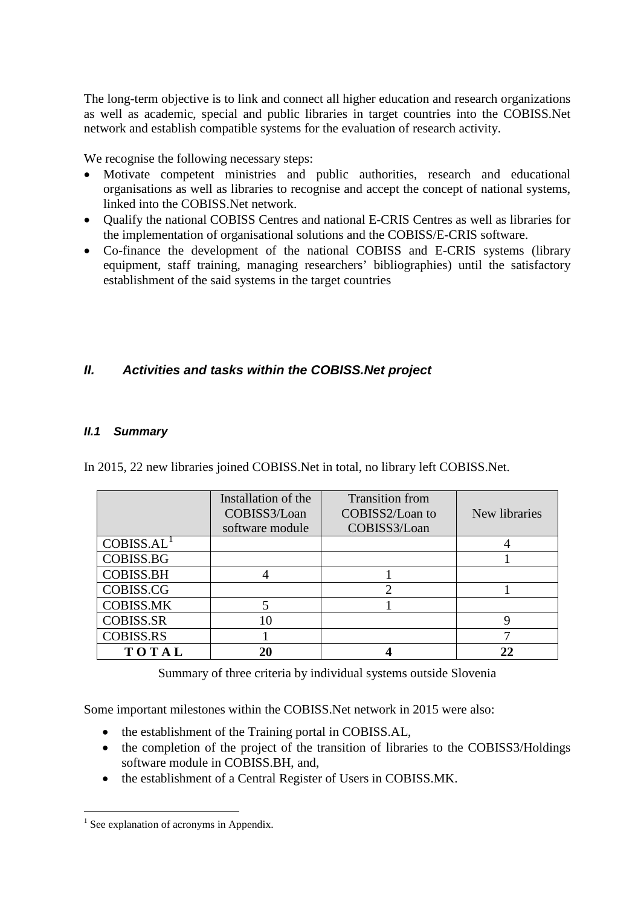The long-term objective is to link and connect all higher education and research organizations as well as academic, special and public libraries in target countries into the COBISS.Net network and establish compatible systems for the evaluation of research activity.

We recognise the following necessary steps:

- Motivate competent ministries and public authorities, research and educational organisations as well as libraries to recognise and accept the concept of national systems, linked into the COBISS.Net network.
- Qualify the national COBISS Centres and national E-CRIS Centres as well as libraries for the implementation of organisational solutions and the COBISS/E-CRIS software.
- Co-finance the development of the national COBISS and E-CRIS systems (library equipment, staff training, managing researchers' bibliographies) until the satisfactory establishment of the said systems in the target countries

## *II. Activities and tasks within the COBISS.Net project*

### *II.1 Summary*

In 2015, 22 new libraries joined COBISS.Net in total, no library left COBISS.Net.

| | Installation of the COBISS3/Loan software module | Transition from COBISS2/Loan to COBISS3/Loan | New libraries |
|---|---|---|---|
| COBISS.AL[1] | | | 4 |
| COBISS.BG | | | 1 |
| COBISS.BH | 4 | 1 | |
| COBISS.CG | | 2 | 1 |
| COBISS.MK | 5 | 1 | |
| COBISS.SR | 10 | | 9 |
| COBISS.RS | 1 | | 7 |
| **TOTAL** | **20** | **4** | **22** |

Summary of three criteria by individual systems outside Slovenia

Some important milestones within the COBISS.Net network in 2015 were also:

- the establishment of the Training portal in COBISS.AL,
- the completion of the project of the transition of libraries to the COBISS3/Holdings software module in COBISS.BH, and,
- the establishment of a Central Register of Users in COBISS.MK.

[1] See explanation of acronyms in Appendix.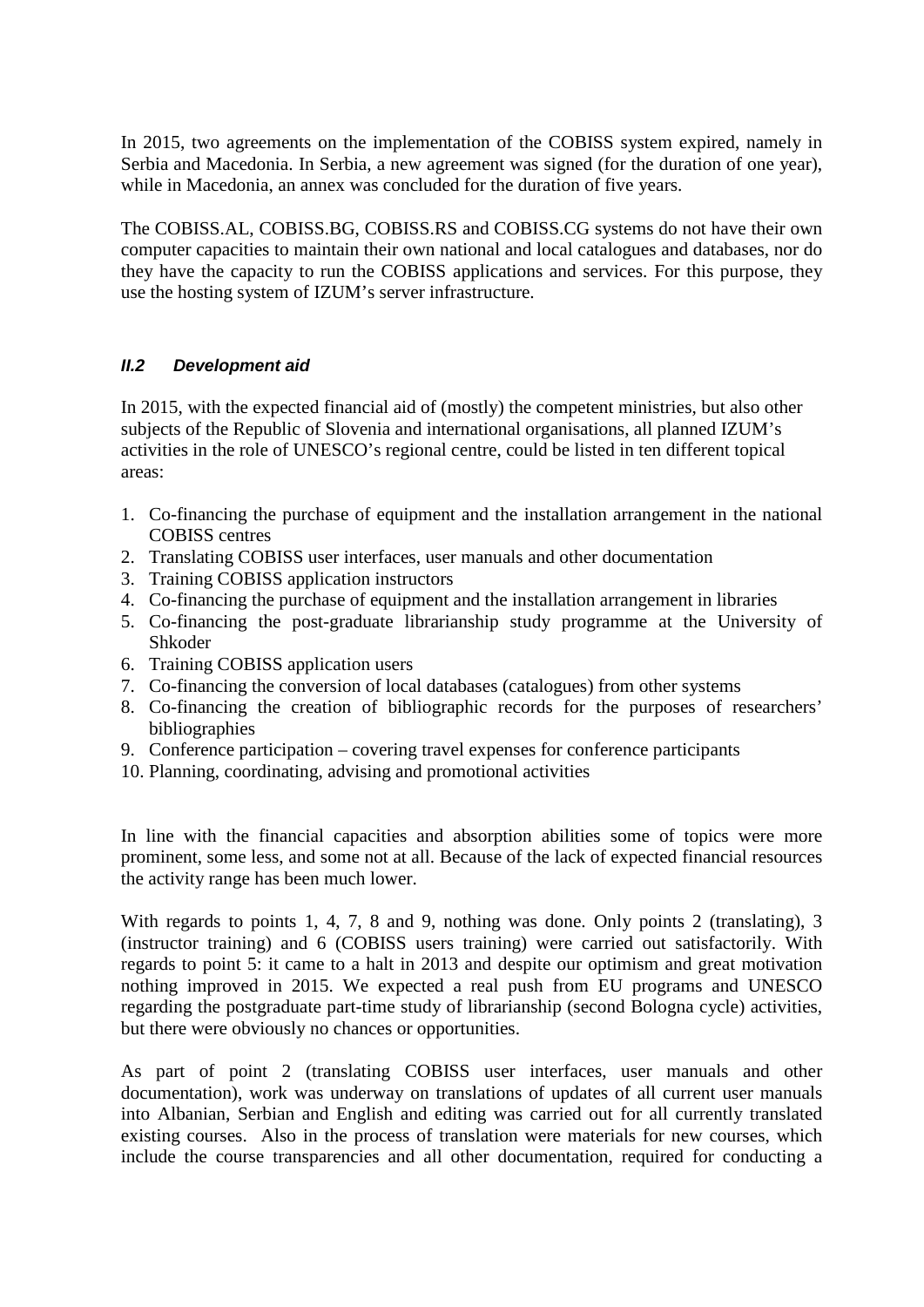In 2015, two agreements on the implementation of the COBISS system expired, namely in Serbia and Macedonia. In Serbia, a new agreement was signed (for the duration of one year), while in Macedonia, an annex was concluded for the duration of five years.

The COBISS.AL, COBISS.BG, COBISS.RS and COBISS.CG systems do not have their own computer capacities to maintain their own national and local catalogues and databases, nor do they have the capacity to run the COBISS applications and services. For this purpose, they use the hosting system of IZUM's server infrastructure.

### *II.2 Development aid*

In 2015, with the expected financial aid of (mostly) the competent ministries, but also other subjects of the Republic of Slovenia and international organisations, all planned IZUM's activities in the role of UNESCO's regional centre, could be listed in ten different topical areas:

1. Co-financing the purchase of equipment and the installation arrangement in the national COBISS centres
2. Translating COBISS user interfaces, user manuals and other documentation
3. Training COBISS application instructors
4. Co-financing the purchase of equipment and the installation arrangement in libraries
5. Co-financing the post-graduate librarianship study programme at the University of Shkoder
6. Training COBISS application users
7. Co-financing the conversion of local databases (catalogues) from other systems
8. Co-financing the creation of bibliographic records for the purposes of researchers' bibliographies
9. Conference participation – covering travel expenses for conference participants
10. Planning, coordinating, advising and promotional activities

In line with the financial capacities and absorption abilities some of topics were more prominent, some less, and some not at all. Because of the lack of expected financial resources the activity range has been much lower.

With regards to points 1, 4, 7, 8 and 9, nothing was done. Only points 2 (translating), 3 (instructor training) and 6 (COBISS users training) were carried out satisfactorily. With regards to point 5: it came to a halt in 2013 and despite our optimism and great motivation nothing improved in 2015. We expected a real push from EU programs and UNESCO regarding the postgraduate part-time study of librarianship (second Bologna cycle) activities, but there were obviously no chances or opportunities.

As part of point 2 (translating COBISS user interfaces, user manuals and other documentation), work was underway on translations of updates of all current user manuals into Albanian, Serbian and English and editing was carried out for all currently translated existing courses. Also in the process of translation were materials for new courses, which include the course transparencies and all other documentation, required for conducting a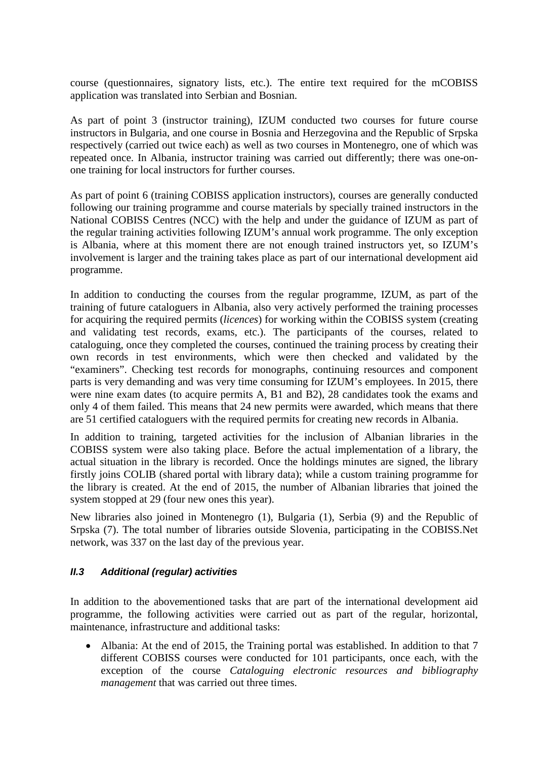course (questionnaires, signatory lists, etc.). The entire text required for the mCOBISS application was translated into Serbian and Bosnian.

As part of point 3 (instructor training), IZUM conducted two courses for future course instructors in Bulgaria, and one course in Bosnia and Herzegovina and the Republic of Srpska respectively (carried out twice each) as well as two courses in Montenegro, one of which was repeated once. In Albania, instructor training was carried out differently; there was one-on-one training for local instructors for further courses.

As part of point 6 (training COBISS application instructors), courses are generally conducted following our training programme and course materials by specially trained instructors in the National COBISS Centres (NCC) with the help and under the guidance of IZUM as part of the regular training activities following IZUM's annual work programme. The only exception is Albania, where at this moment there are not enough trained instructors yet, so IZUM's involvement is larger and the training takes place as part of our international development aid programme.

In addition to conducting the courses from the regular programme, IZUM, as part of the training of future cataloguers in Albania, also very actively performed the training processes for acquiring the required permits (*licences*) for working within the COBISS system (creating and validating test records, exams, etc.). The participants of the courses, related to cataloguing, once they completed the courses, continued the training process by creating their own records in test environments, which were then checked and validated by the "examiners". Checking test records for monographs, continuing resources and component parts is very demanding and was very time consuming for IZUM's employees. In 2015, there were nine exam dates (to acquire permits A, B1 and B2), 28 candidates took the exams and only 4 of them failed. This means that 24 new permits were awarded, which means that there are 51 certified cataloguers with the required permits for creating new records in Albania.

In addition to training, targeted activities for the inclusion of Albanian libraries in the COBISS system were also taking place. Before the actual implementation of a library, the actual situation in the library is recorded. Once the holdings minutes are signed, the library firstly joins COLIB (shared portal with library data); while a custom training programme for the library is created. At the end of 2015, the number of Albanian libraries that joined the system stopped at 29 (four new ones this year).

New libraries also joined in Montenegro (1), Bulgaria (1), Serbia (9) and the Republic of Srpska (7). The total number of libraries outside Slovenia, participating in the COBISS.Net network, was 337 on the last day of the previous year.

### *II.3 Additional (regular) activities*

In addition to the abovementioned tasks that are part of the international development aid programme, the following activities were carried out as part of the regular, horizontal, maintenance, infrastructure and additional tasks:

- Albania: At the end of 2015, the Training portal was established. In addition to that 7 different COBISS courses were conducted for 101 participants, once each, with the exception of the course *Cataloguing electronic resources and bibliography management* that was carried out three times.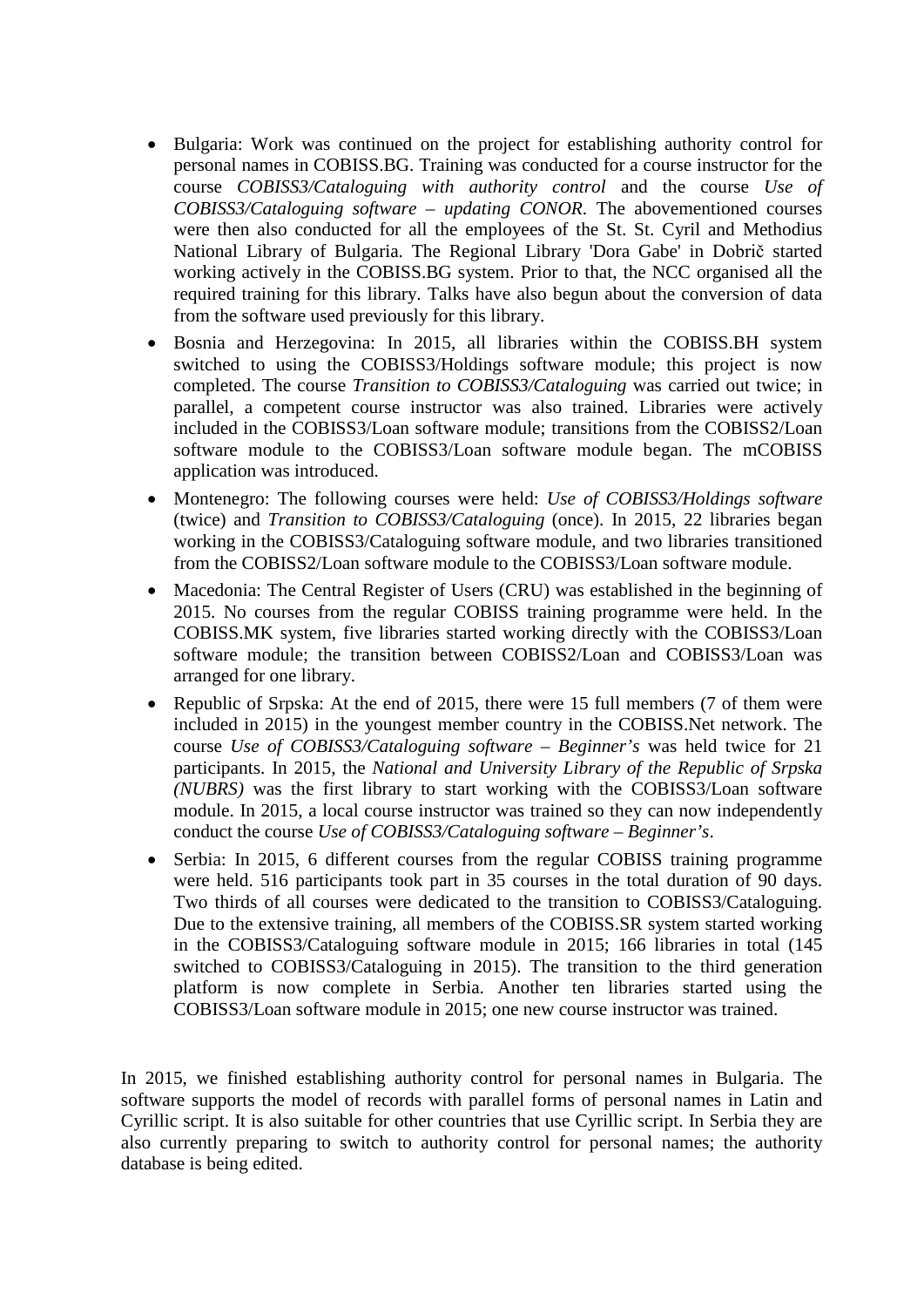- Bulgaria: Work was continued on the project for establishing authority control for personal names in COBISS.BG. Training was conducted for a course instructor for the course *COBISS3/Cataloguing with authority control* and the course *Use of COBISS3/Cataloguing software – updating CONOR*. The abovementioned courses were then also conducted for all the employees of the St. St. Cyril and Methodius National Library of Bulgaria. The Regional Library 'Dora Gabe' in Dobrič started working actively in the COBISS.BG system. Prior to that, the NCC organised all the required training for this library. Talks have also begun about the conversion of data from the software used previously for this library.
- Bosnia and Herzegovina: In 2015, all libraries within the COBISS.BH system switched to using the COBISS3/Holdings software module; this project is now completed. The course *Transition to COBISS3/Cataloguing* was carried out twice; in parallel, a competent course instructor was also trained. Libraries were actively included in the COBISS3/Loan software module; transitions from the COBISS2/Loan software module to the COBISS3/Loan software module began. The mCOBISS application was introduced.
- Montenegro: The following courses were held: *Use of COBISS3/Holdings software* (twice) and *Transition to COBISS3/Cataloguing* (once). In 2015, 22 libraries began working in the COBISS3/Cataloguing software module, and two libraries transitioned from the COBISS2/Loan software module to the COBISS3/Loan software module.
- Macedonia: The Central Register of Users (CRU) was established in the beginning of 2015. No courses from the regular COBISS training programme were held. In the COBISS.MK system, five libraries started working directly with the COBISS3/Loan software module; the transition between COBISS2/Loan and COBISS3/Loan was arranged for one library.
- Republic of Srpska: At the end of 2015, there were 15 full members (7 of them were included in 2015) in the youngest member country in the COBISS.Net network. The course *Use of COBISS3/Cataloguing software – Beginner's* was held twice for 21 participants. In 2015, the *National and University Library of the Republic of Srpska (NUBRS)* was the first library to start working with the COBISS3/Loan software module. In 2015, a local course instructor was trained so they can now independently conduct the course *Use of COBISS3/Cataloguing software – Beginner's*.
- Serbia: In 2015, 6 different courses from the regular COBISS training programme were held. 516 participants took part in 35 courses in the total duration of 90 days. Two thirds of all courses were dedicated to the transition to COBISS3/Cataloguing. Due to the extensive training, all members of the COBISS.SR system started working in the COBISS3/Cataloguing software module in 2015; 166 libraries in total (145 switched to COBISS3/Cataloguing in 2015). The transition to the third generation platform is now complete in Serbia. Another ten libraries started using the COBISS3/Loan software module in 2015; one new course instructor was trained.

In 2015, we finished establishing authority control for personal names in Bulgaria. The software supports the model of records with parallel forms of personal names in Latin and Cyrillic script. It is also suitable for other countries that use Cyrillic script. In Serbia they are also currently preparing to switch to authority control for personal names; the authority database is being edited.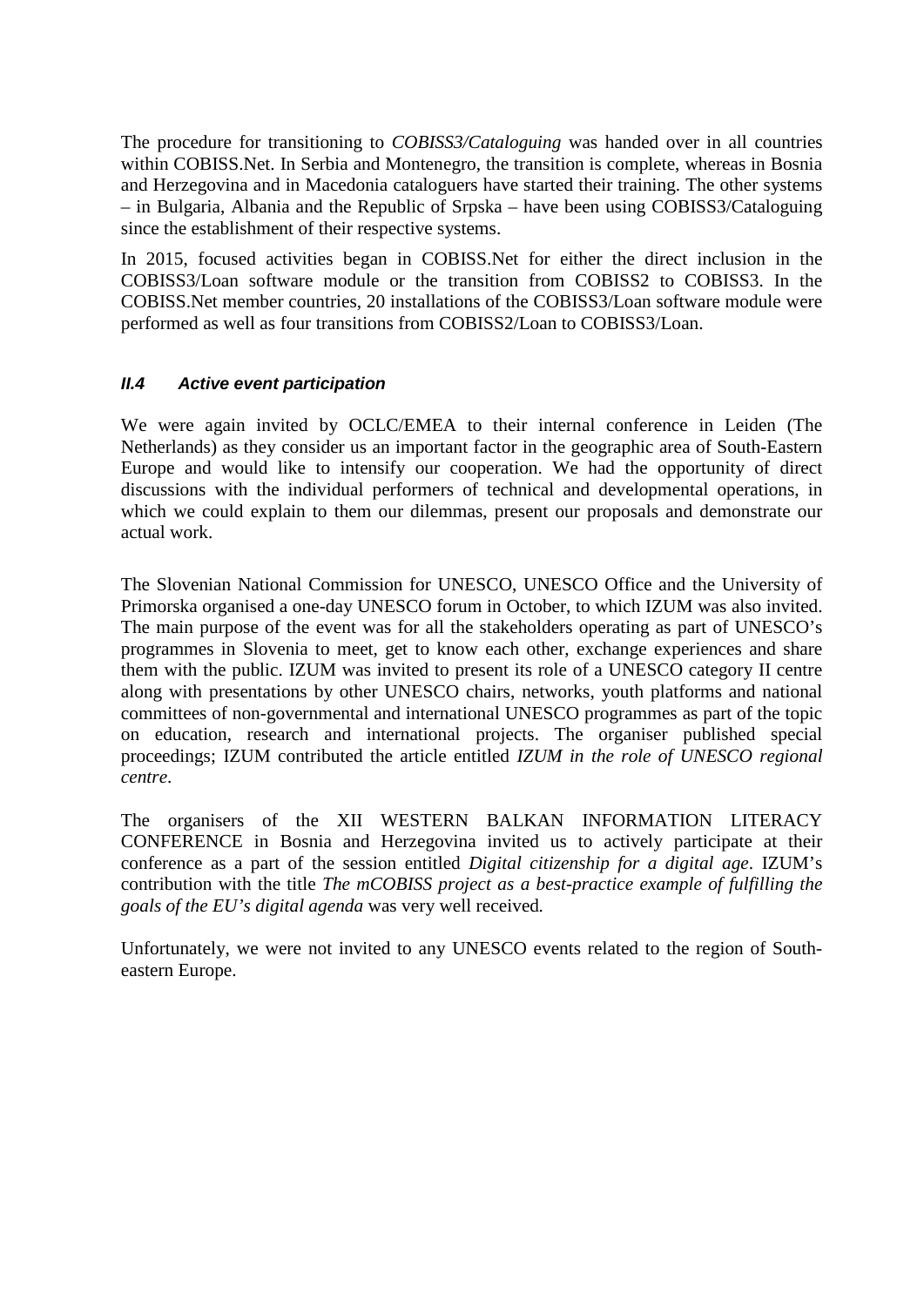The procedure for transitioning to *COBISS3/Cataloguing* was handed over in all countries within COBISS.Net. In Serbia and Montenegro, the transition is complete, whereas in Bosnia and Herzegovina and in Macedonia cataloguers have started their training. The other systems – in Bulgaria, Albania and the Republic of Srpska – have been using COBISS3/Cataloguing since the establishment of their respective systems.

In 2015, focused activities began in COBISS.Net for either the direct inclusion in the COBISS3/Loan software module or the transition from COBISS2 to COBISS3. In the COBISS.Net member countries, 20 installations of the COBISS3/Loan software module were performed as well as four transitions from COBISS2/Loan to COBISS3/Loan.

### *II.4 Active event participation*

We were again invited by OCLC/EMEA to their internal conference in Leiden (The Netherlands) as they consider us an important factor in the geographic area of South-Eastern Europe and would like to intensify our cooperation. We had the opportunity of direct discussions with the individual performers of technical and developmental operations, in which we could explain to them our dilemmas, present our proposals and demonstrate our actual work.

The Slovenian National Commission for UNESCO, UNESCO Office and the University of Primorska organised a one-day UNESCO forum in October, to which IZUM was also invited. The main purpose of the event was for all the stakeholders operating as part of UNESCO's programmes in Slovenia to meet, get to know each other, exchange experiences and share them with the public. IZUM was invited to present its role of a UNESCO category II centre along with presentations by other UNESCO chairs, networks, youth platforms and national committees of non-governmental and international UNESCO programmes as part of the topic on education, research and international projects. The organiser published special proceedings; IZUM contributed the article entitled *IZUM in the role of UNESCO regional centre*.

The organisers of the XII WESTERN BALKAN INFORMATION LITERACY CONFERENCE in Bosnia and Herzegovina invited us to actively participate at their conference as a part of the session entitled *Digital citizenship for a digital age*. IZUM's contribution with the title *The mCOBISS project as a best-practice example of fulfilling the goals of the EU's digital agenda* was very well received.

Unfortunately, we were not invited to any UNESCO events related to the region of South-eastern Europe.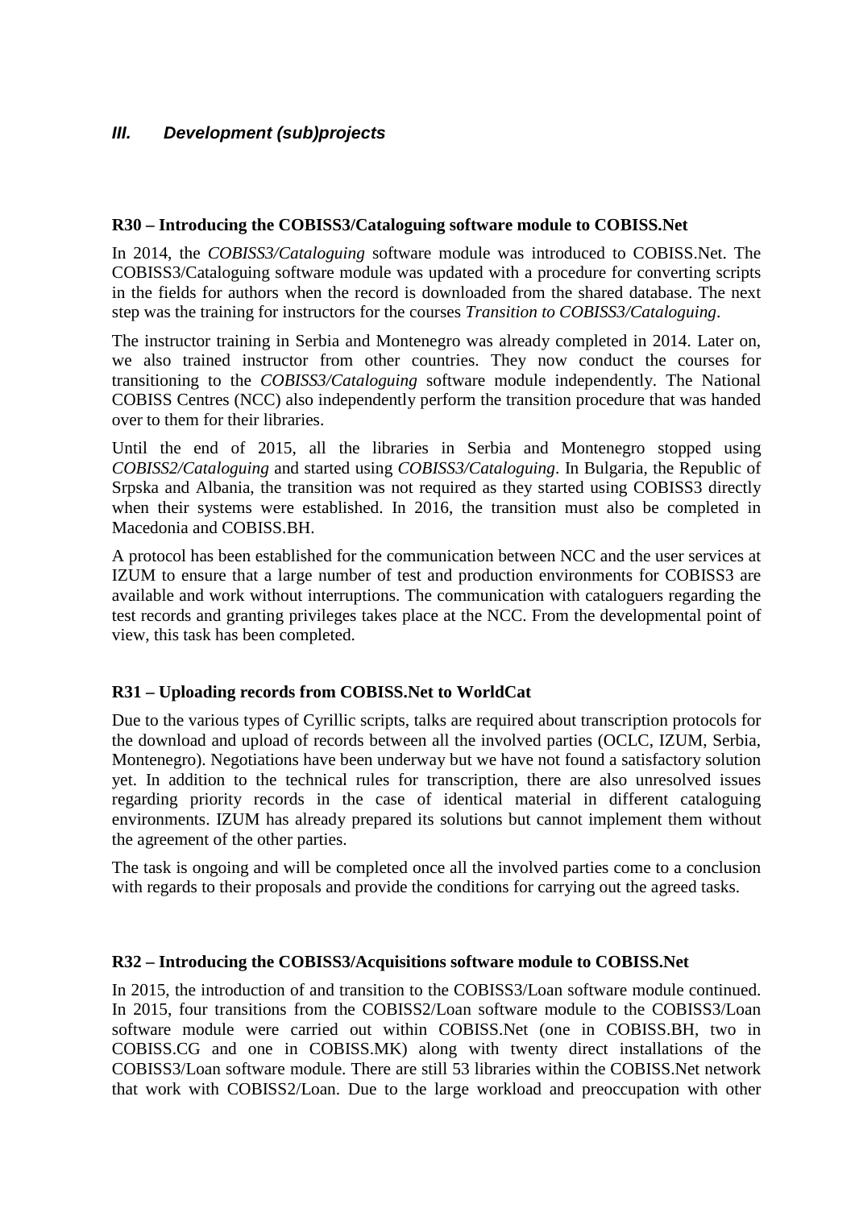## *III. Development (sub)projects*

**R30 – Introducing the COBISS3/Cataloguing software module to COBISS.Net**

In 2014, the *COBISS3/Cataloguing* software module was introduced to COBISS.Net. The COBISS3/Cataloguing software module was updated with a procedure for converting scripts in the fields for authors when the record is downloaded from the shared database. The next step was the training for instructors for the courses *Transition to COBISS3/Cataloguing*.

The instructor training in Serbia and Montenegro was already completed in 2014. Later on, we also trained instructor from other countries. They now conduct the courses for transitioning to the *COBISS3/Cataloguing* software module independently. The National COBISS Centres (NCC) also independently perform the transition procedure that was handed over to them for their libraries.

Until the end of 2015, all the libraries in Serbia and Montenegro stopped using *COBISS2/Cataloguing* and started using *COBISS3/Cataloguing*. In Bulgaria, the Republic of Srpska and Albania, the transition was not required as they started using COBISS3 directly when their systems were established. In 2016, the transition must also be completed in Macedonia and COBISS.BH.

A protocol has been established for the communication between NCC and the user services at IZUM to ensure that a large number of test and production environments for COBISS3 are available and work without interruptions. The communication with cataloguers regarding the test records and granting privileges takes place at the NCC. From the developmental point of view, this task has been completed.

**R31 – Uploading records from COBISS.Net to WorldCat**

Due to the various types of Cyrillic scripts, talks are required about transcription protocols for the download and upload of records between all the involved parties (OCLC, IZUM, Serbia, Montenegro). Negotiations have been underway but we have not found a satisfactory solution yet. In addition to the technical rules for transcription, there are also unresolved issues regarding priority records in the case of identical material in different cataloguing environments. IZUM has already prepared its solutions but cannot implement them without the agreement of the other parties.

The task is ongoing and will be completed once all the involved parties come to a conclusion with regards to their proposals and provide the conditions for carrying out the agreed tasks.

**R32 – Introducing the COBISS3/Acquisitions software module to COBISS.Net**

In 2015, the introduction of and transition to the COBISS3/Loan software module continued. In 2015, four transitions from the COBISS2/Loan software module to the COBISS3/Loan software module were carried out within COBISS.Net (one in COBISS.BH, two in COBISS.CG and one in COBISS.MK) along with twenty direct installations of the COBISS3/Loan software module. There are still 53 libraries within the COBISS.Net network that work with COBISS2/Loan. Due to the large workload and preoccupation with other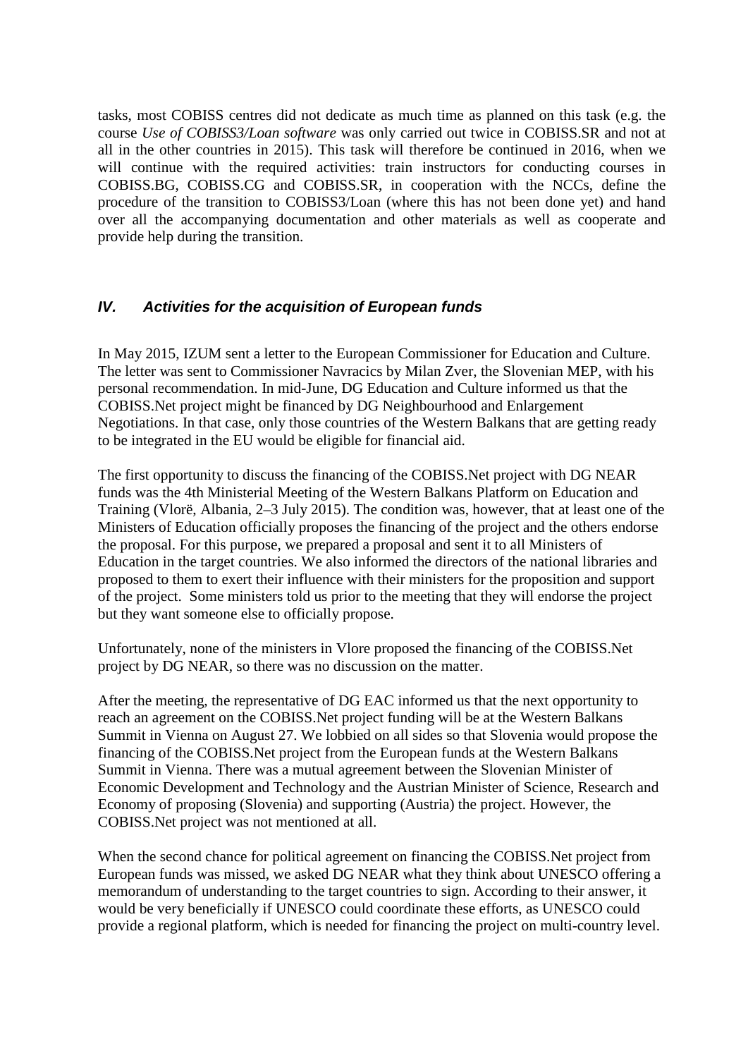tasks, most COBISS centres did not dedicate as much time as planned on this task (e.g. the course *Use of COBISS3/Loan software* was only carried out twice in COBISS.SR and not at all in the other countries in 2015). This task will therefore be continued in 2016, when we will continue with the required activities: train instructors for conducting courses in COBISS.BG, COBISS.CG and COBISS.SR, in cooperation with the NCCs, define the procedure of the transition to COBISS3/Loan (where this has not been done yet) and hand over all the accompanying documentation and other materials as well as cooperate and provide help during the transition.

## *IV. Activities for the acquisition of European funds*

In May 2015, IZUM sent a letter to the European Commissioner for Education and Culture. The letter was sent to Commissioner Navracics by Milan Zver, the Slovenian MEP, with his personal recommendation. In mid-June, DG Education and Culture informed us that the COBISS.Net project might be financed by DG Neighbourhood and Enlargement Negotiations. In that case, only those countries of the Western Balkans that are getting ready to be integrated in the EU would be eligible for financial aid.

The first opportunity to discuss the financing of the COBISS.Net project with DG NEAR funds was the 4th Ministerial Meeting of the Western Balkans Platform on Education and Training (Vlorë, Albania, 2–3 July 2015). The condition was, however, that at least one of the Ministers of Education officially proposes the financing of the project and the others endorse the proposal. For this purpose, we prepared a proposal and sent it to all Ministers of Education in the target countries. We also informed the directors of the national libraries and proposed to them to exert their influence with their ministers for the proposition and support of the project. Some ministers told us prior to the meeting that they will endorse the project but they want someone else to officially propose.

Unfortunately, none of the ministers in Vlore proposed the financing of the COBISS.Net project by DG NEAR, so there was no discussion on the matter.

After the meeting, the representative of DG EAC informed us that the next opportunity to reach an agreement on the COBISS.Net project funding will be at the Western Balkans Summit in Vienna on August 27. We lobbied on all sides so that Slovenia would propose the financing of the COBISS.Net project from the European funds at the Western Balkans Summit in Vienna. There was a mutual agreement between the Slovenian Minister of Economic Development and Technology and the Austrian Minister of Science, Research and Economy of proposing (Slovenia) and supporting (Austria) the project. However, the COBISS.Net project was not mentioned at all.

When the second chance for political agreement on financing the COBISS.Net project from European funds was missed, we asked DG NEAR what they think about UNESCO offering a memorandum of understanding to the target countries to sign. According to their answer, it would be very beneficially if UNESCO could coordinate these efforts, as UNESCO could provide a regional platform, which is needed for financing the project on multi-country level.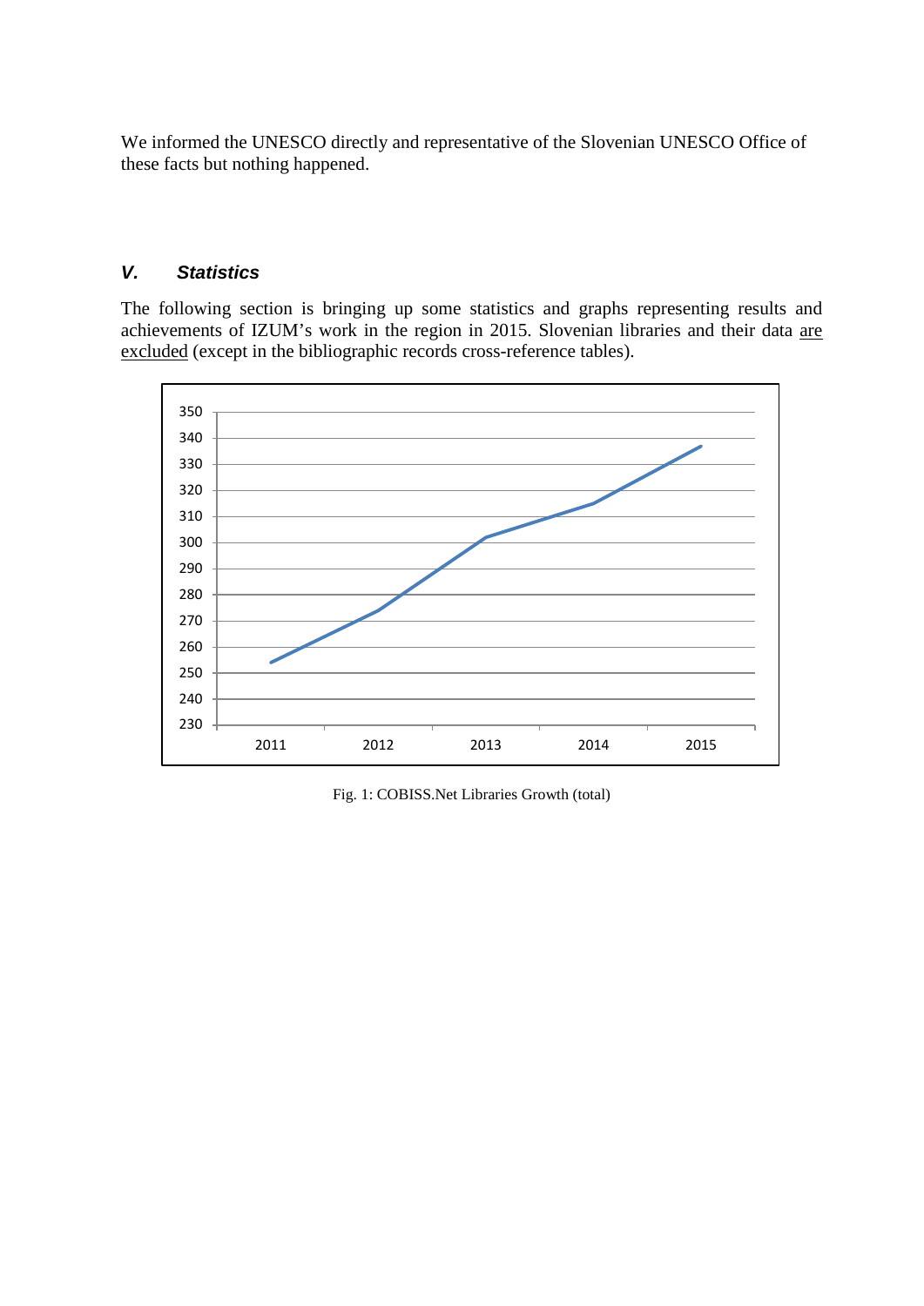We informed the UNESCO directly and representative of the Slovenian UNESCO Office of these facts but nothing happened.

### *V. Statistics*

The following section is bringing up some statistics and graphs representing results and achievements of IZUM's work in the region in 2015. Slovenian libraries and their data are excluded (except in the bibliographic records cross-reference tables).

Fig. 1: COBISS.Net Libraries Growth (total)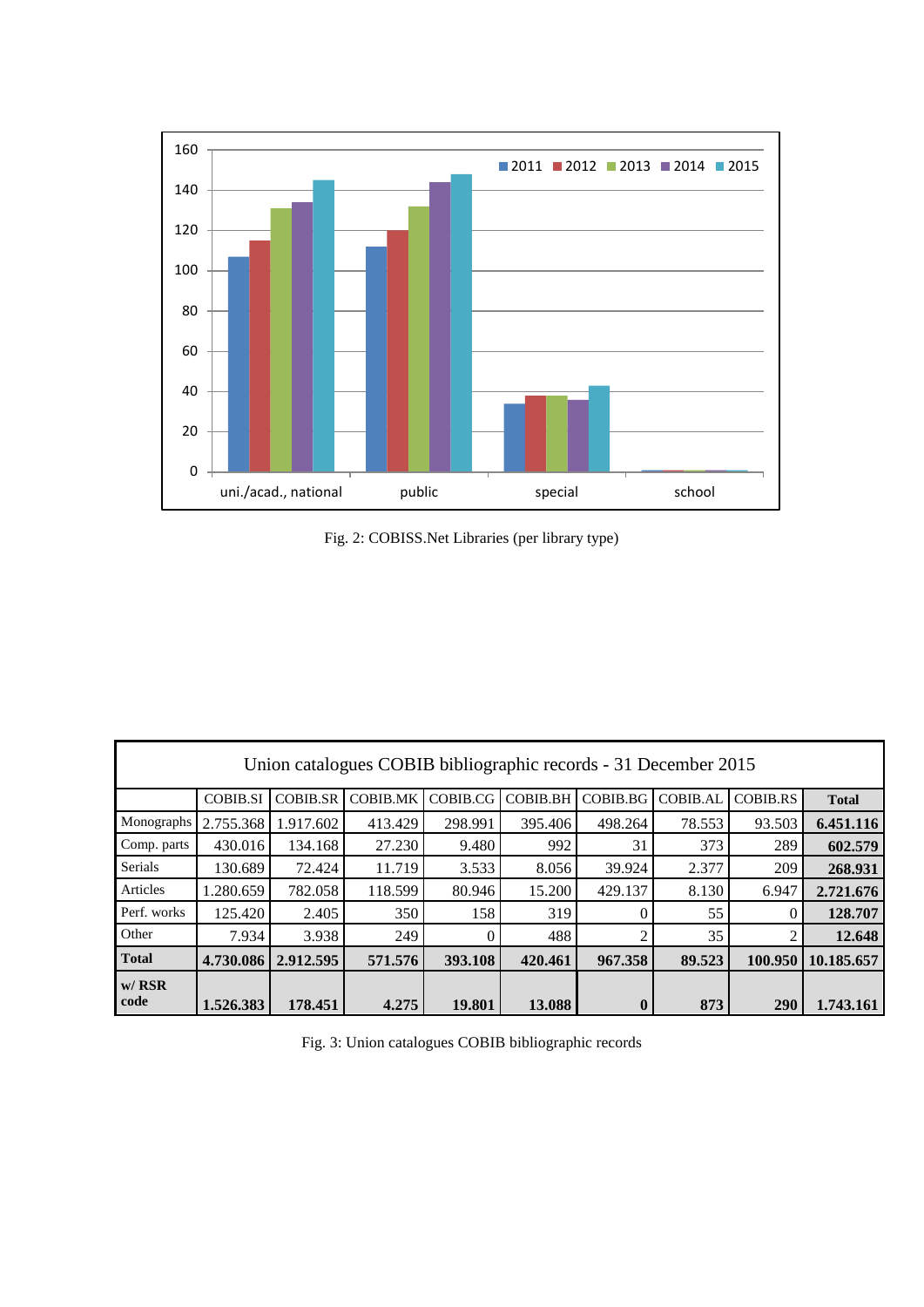Fig. 2: COBISS.Net Libraries (per library type)

**Union catalogues COBIB bibliographic records - 31 December 2015**

| | COBIB.SI | COBIB.SR | COBIB.MK | COBIB.CG | COBIB.BH | COBIB.BG | COBIB.AL | COBIB.RS | **Total** |
|---|---|---|---|---|---|---|---|---|---|
| Monographs | 2.755.368 | 1.917.602 | 413.429 | 298.991 | 395.406 | 498.264 | 78.553 | 93.503 | **6.451.116** |
| Comp. parts | 430.016 | 134.168 | 27.230 | 9.480 | 992 | 31 | 373 | 289 | **602.579** |
| Serials | 130.689 | 72.424 | 11.719 | 3.533 | 8.056 | 39.924 | 2.377 | 209 | **268.931** |
| Articles | 1.280.659 | 782.058 | 118.599 | 80.946 | 15.200 | 429.137 | 8.130 | 6.947 | **2.721.676** |
| Perf. works | 125.420 | 2.405 | 350 | 158 | 319 | 0 | 55 | 0 | **128.707** |
| Other | 7.934 | 3.938 | 249 | 0 | 488 | 2 | 35 | 2 | **12.648** |
| **Total** | **4.730.086** | **2.912.595** | **571.576** | **393.108** | **420.461** | **967.358** | **89.523** | **100.950** | **10.185.657** |
| **w/ RSR code** | **1.526.383** | **178.451** | **4.275** | **19.801** | **13.088** | **0** | **873** | **290** | **1.743.161** |

Fig. 3: Union catalogues COBIB bibliographic records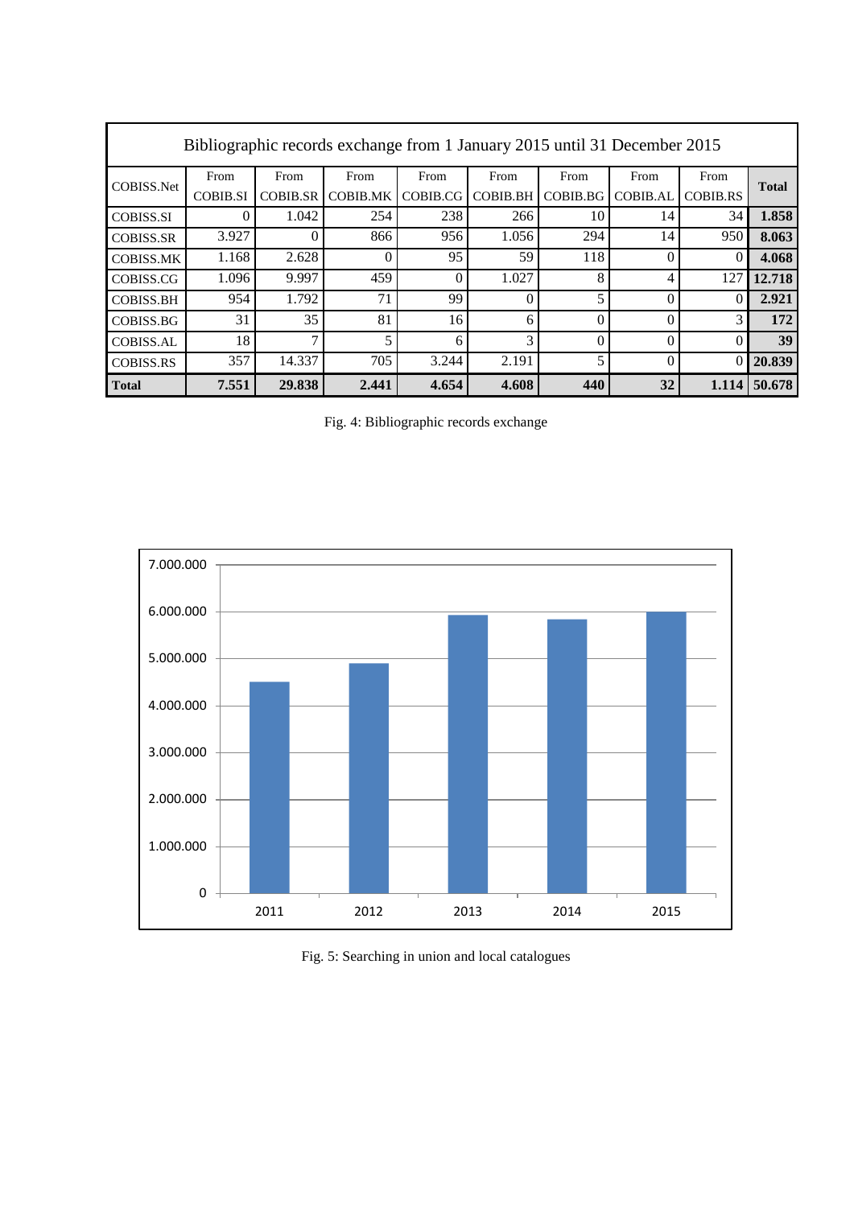| Bibliographic records exchange from 1 January 2015 until 31 December 2015 | | | | | | | | | |
|---|---|---|---|---|---|---|---|---|---|
| COBISS.Net | From COBIB.SI | From COBIB.SR | From COBIB.MK | From COBIB.CG | From COBIB.BH | From COBIB.BG | From COBIB.AL | From COBIB.RS | **Total** |
| COBISS.SI | 0 | 1.042 | 254 | 238 | 266 | 10 | 14 | 34 | **1.858** |
| COBISS.SR | 3.927 | 0 | 866 | 956 | 1.056 | 294 | 14 | 950 | **8.063** |
| COBISS.MK | 1.168 | 2.628 | 0 | 95 | 59 | 118 | 0 | 0 | **4.068** |
| COBISS.CG | 1.096 | 9.997 | 459 | 0 | 1.027 | 8 | 4 | 127 | **12.718** |
| COBISS.BH | 954 | 1.792 | 71 | 99 | 0 | 5 | 0 | 0 | **2.921** |
| COBISS.BG | 31 | 35 | 81 | 16 | 6 | 0 | 0 | 3 | **172** |
| COBISS.AL | 18 | 7 | 5 | 6 | 3 | 0 | 0 | 0 | **39** |
| COBISS.RS | 357 | 14.337 | 705 | 3.244 | 2.191 | 5 | 0 | 0 | **20.839** |
| **Total** | **7.551** | **29.838** | **2.441** | **4.654** | **4.608** | **440** | **32** | **1.114** | **50.678** |

Fig. 4: Bibliographic records exchange

Fig. 5: Searching in union and local catalogues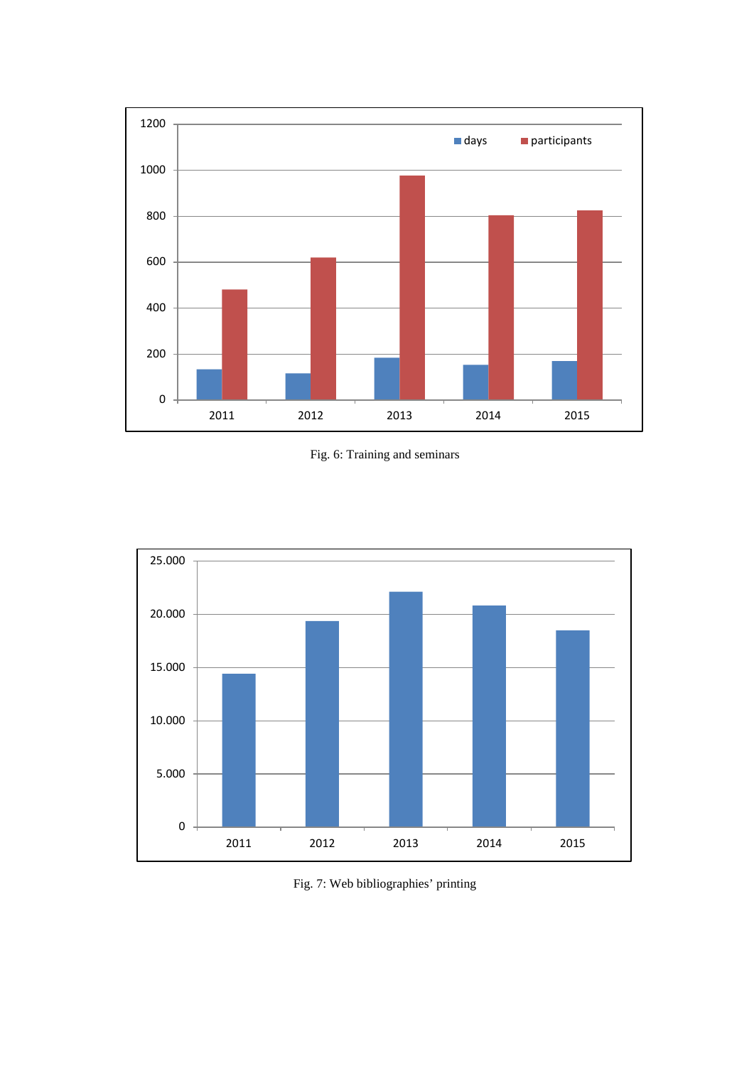Fig. 6: Training and seminars

Fig. 7: Web bibliographies' printing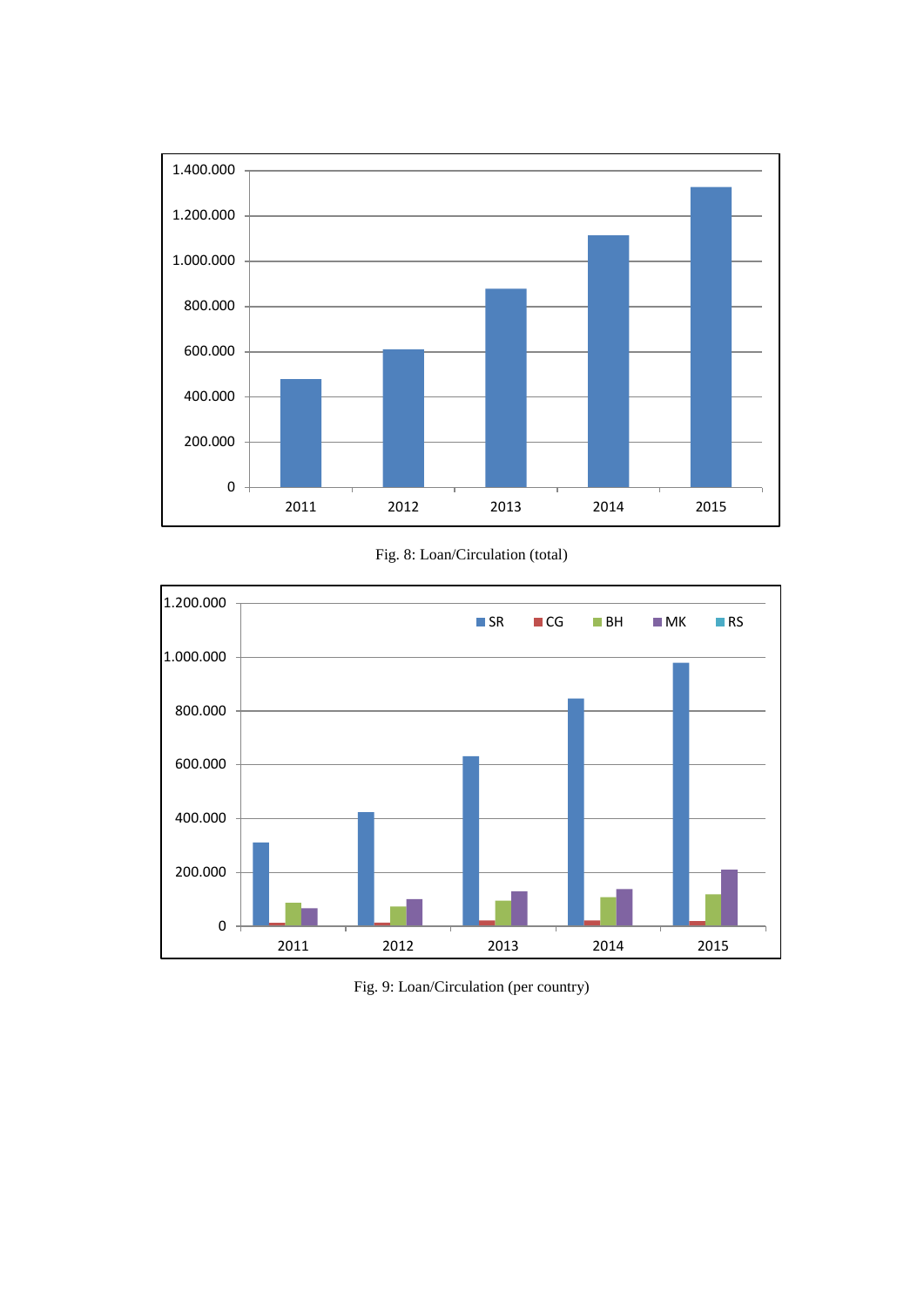Fig. 8: Loan/Circulation (total)

Fig. 9: Loan/Circulation (per country)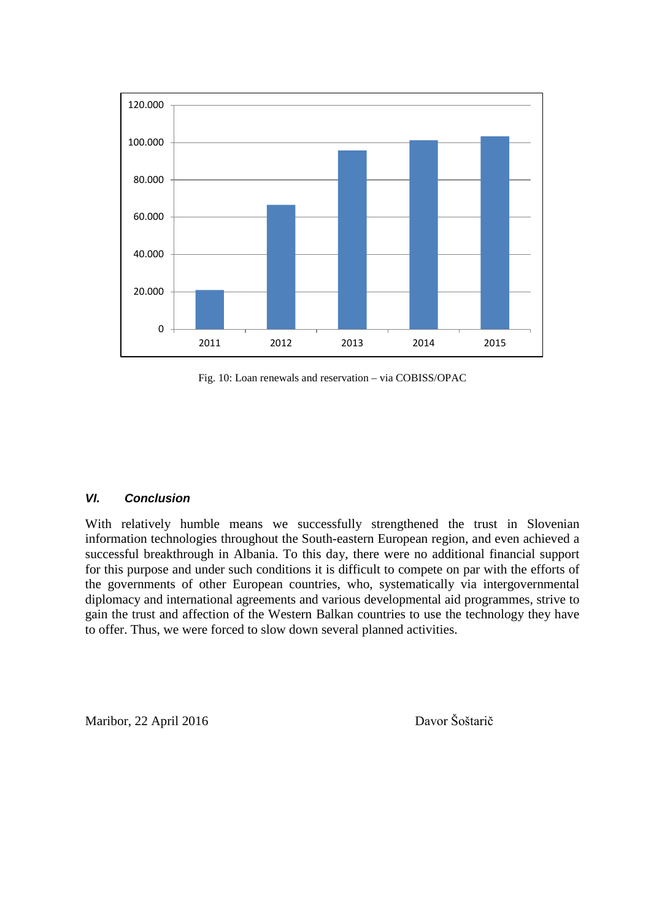Fig. 10: Loan renewals and reservation – via COBISS/OPAC

### *VI. Conclusion*

With relatively humble means we successfully strengthened the trust in Slovenian information technologies throughout the South-eastern European region, and even achieved a successful breakthrough in Albania. To this day, there were no additional financial support for this purpose and under such conditions it is difficult to compete on par with the efforts of the governments of other European countries, who, systematically via intergovernmental diplomacy and international agreements and various developmental aid programmes, strive to gain the trust and affection of the Western Balkan countries to use the technology they have to offer. Thus, we were forced to slow down several planned activities.

Maribor, 22 April 2016 Davor Šoštarič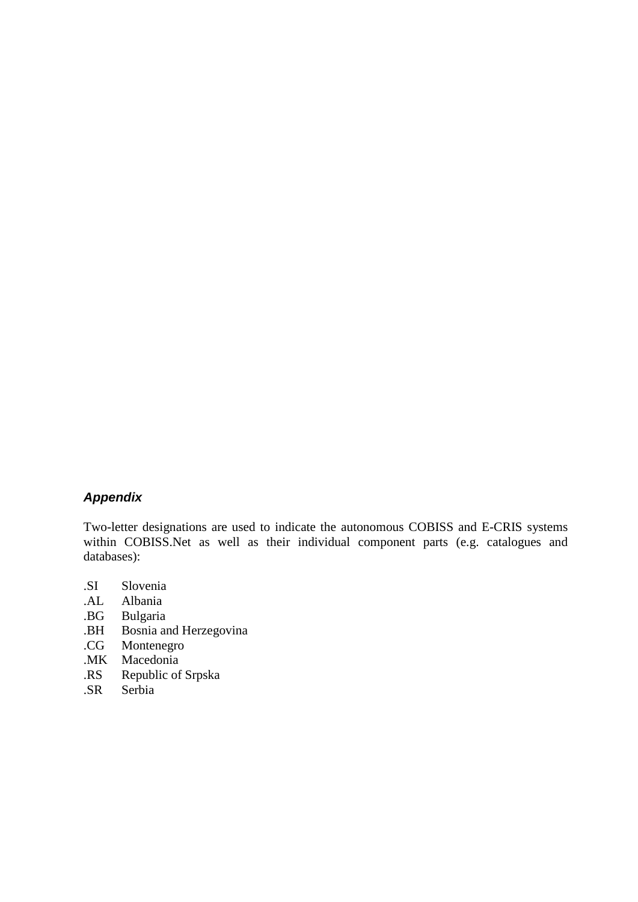## *Appendix*

Two-letter designations are used to indicate the autonomous COBISS and E-CRIS systems within COBISS.Net as well as their individual component parts (e.g. catalogues and databases):

| | |
|---|---|
| .SI | Slovenia |
| .AL | Albania |
| .BG | Bulgaria |
| .BH | Bosnia and Herzegovina |
| .CG | Montenegro |
| .MK | Macedonia |
| .RS | Republic of Srpska |
| .SR | Serbia |